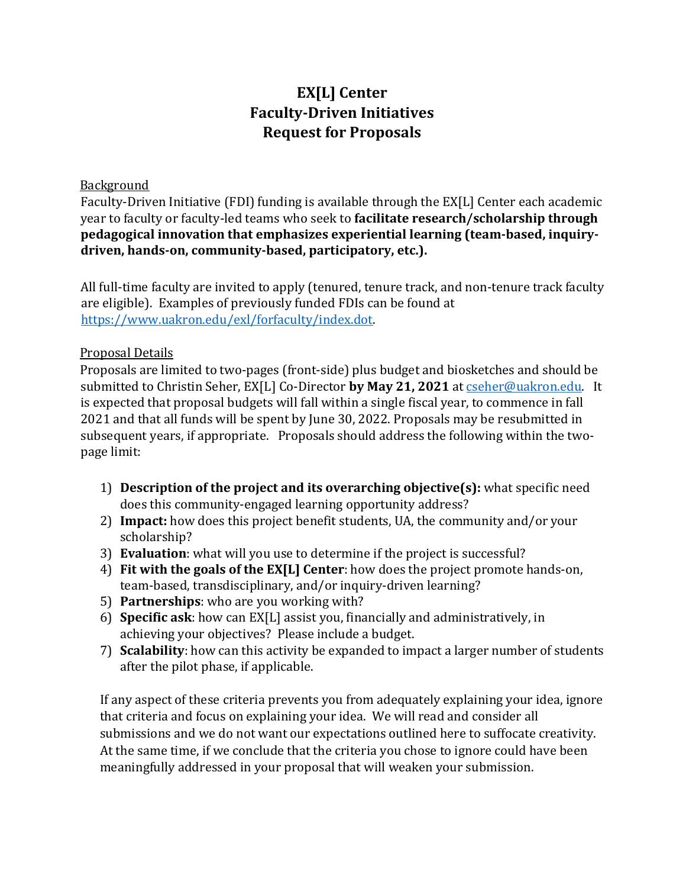# EX[L] Center
# Faculty-Driven Initiatives
# Request for Proposals

<u>Background</u>

Faculty-Driven Initiative (FDI) funding is available through the EX[L] Center each academic year to faculty or faculty-led teams who seek to **facilitate research/scholarship through pedagogical innovation that emphasizes experiential learning (team-based, inquiry-driven, hands-on, community-based, participatory, etc.).**

All full-time faculty are invited to apply (tenured, tenure track, and non-tenure track faculty are eligible). Examples of previously funded FDIs can be found at [https://www.uakron.edu/exl/forfaculty/index.dot](https://www.uakron.edu/exl/forfaculty/index.dot).

<u>Proposal Details</u>

Proposals are limited to two-pages (front-side) plus budget and biosketches and should be submitted to Christin Seher, EX[L] Co-Director **by May 21, 2021** at [cseher@uakron.edu](mailto:cseher@uakron.edu). It is expected that proposal budgets will fall within a single fiscal year, to commence in fall 2021 and that all funds will be spent by June 30, 2022. Proposals may be resubmitted in subsequent years, if appropriate. Proposals should address the following within the two-page limit:

1) **Description of the project and its overarching objective(s):** what specific need does this community-engaged learning opportunity address?
2) **Impact:** how does this project benefit students, UA, the community and/or your scholarship?
3) **Evaluation**: what will you use to determine if the project is successful?
4) **Fit with the goals of the EX[L] Center**: how does the project promote hands-on, team-based, transdisciplinary, and/or inquiry-driven learning?
5) **Partnerships**: who are you working with?
6) **Specific ask**: how can EX[L] assist you, financially and administratively, in achieving your objectives? Please include a budget.
7) **Scalability**: how can this activity be expanded to impact a larger number of students after the pilot phase, if applicable.

If any aspect of these criteria prevents you from adequately explaining your idea, ignore that criteria and focus on explaining your idea. We will read and consider all submissions and we do not want our expectations outlined here to suffocate creativity. At the same time, if we conclude that the criteria you chose to ignore could have been meaningfully addressed in your proposal that will weaken your submission.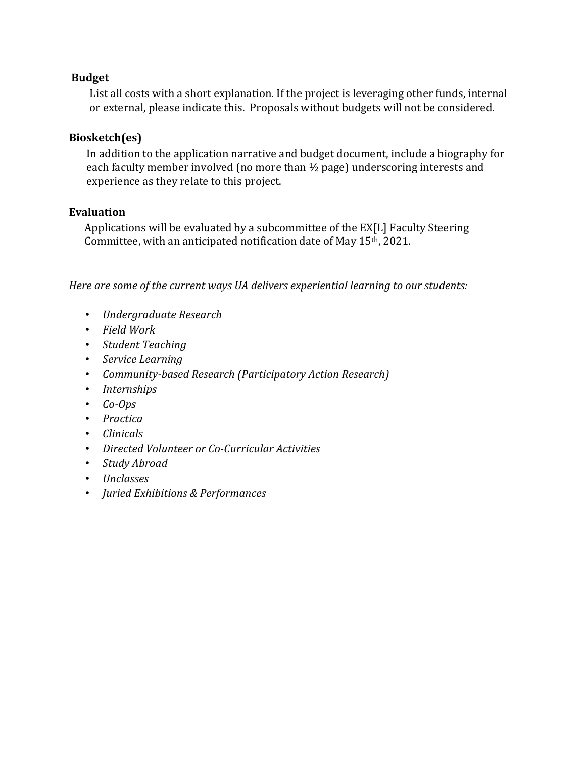**Budget**

List all costs with a short explanation. If the project is leveraging other funds, internal or external, please indicate this. Proposals without budgets will not be considered.

**Biosketch(es)**

In addition to the application narrative and budget document, include a biography for each faculty member involved (no more than ½ page) underscoring interests and experience as they relate to this project.

**Evaluation**

Applications will be evaluated by a subcommittee of the EX[L] Faculty Steering Committee, with an anticipated notification date of May 15th, 2021.

*Here are some of the current ways UA delivers experiential learning to our students:*

- *Undergraduate Research*
- *Field Work*
- *Student Teaching*
- *Service Learning*
- *Community-based Research (Participatory Action Research)*
- *Internships*
- *Co-Ops*
- *Practica*
- *Clinicals*
- *Directed Volunteer or Co-Curricular Activities*
- *Study Abroad*
- *Unclasses*
- *Juried Exhibitions & Performances*